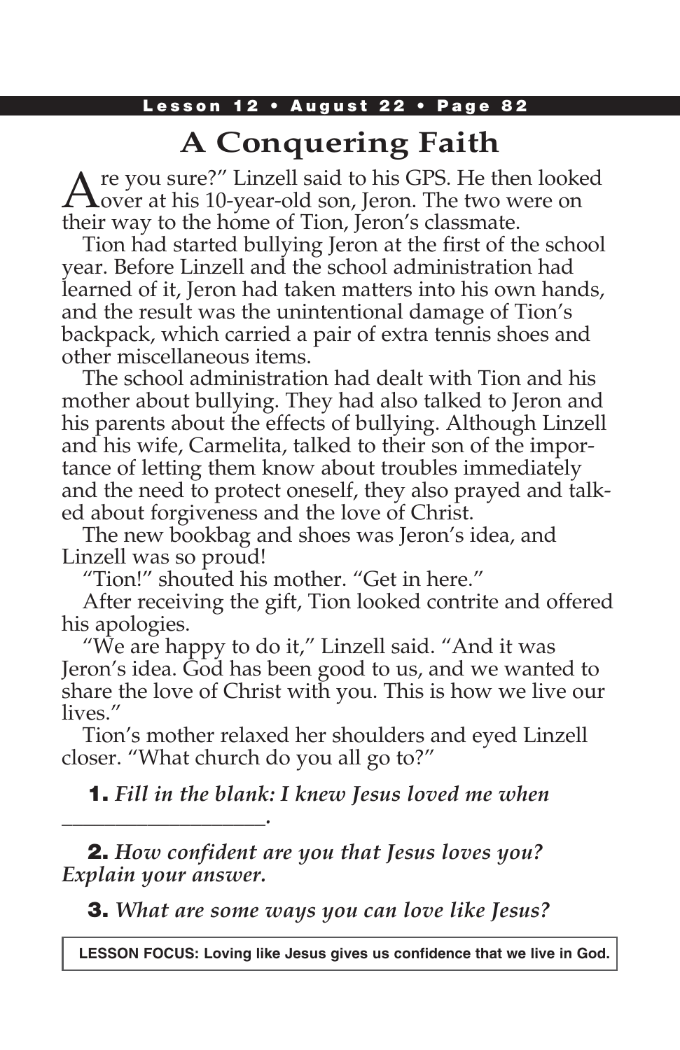Lesson 12 • August 22 • Page 82

# A Conquering Faith

Are you sure?" Linzell said to his GPS. He then looked over at his 10-year-old son, Jeron. The two were on their way to the home of Tion, Jeron's classmate.

Tion had started bullying Jeron at the first of the school year. Before Linzell and the school administration had learned of it, Jeron had taken matters into his own hands, and the result was the unintentional damage of Tion's backpack, which carried a pair of extra tennis shoes and other miscellaneous items.

The school administration had dealt with Tion and his mother about bullying. They had also talked to Jeron and his parents about the effects of bullying. Although Linzell and his wife, Carmelita, talked to their son of the importance of letting them know about troubles immediately and the need to protect oneself, they also prayed and talked about forgiveness and the love of Christ.

The new bookbag and shoes was Jeron's idea, and Linzell was so proud!

"Tion!" shouted his mother. "Get in here."

After receiving the gift, Tion looked contrite and offered his apologies.

"We are happy to do it," Linzell said. "And it was Jeron's idea. God has been good to us, and we wanted to share the love of Christ with you. This is how we live our lives."

Tion's mother relaxed her shoulders and eyed Linzell closer. "What church do you all go to?"

**1.** *Fill in the blank: I knew Jesus loved me when ___________________.*

**2.** *How confident are you that Jesus loves you? Explain your answer.*

**3.** *What are some ways you can love like Jesus?*

**LESSON FOCUS: Loving like Jesus gives us confidence that we live in God.**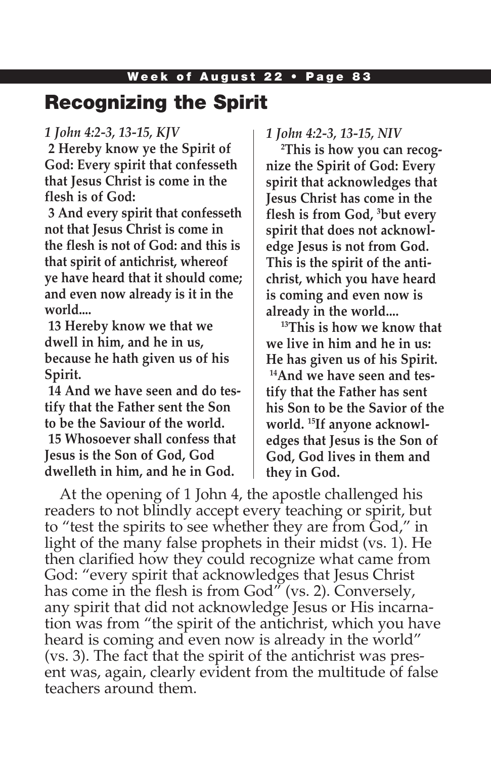# Recognizing the Spirit

*1 John 4:2-3, 13-15, KJV*

**2 Hereby know ye the Spirit of God: Every spirit that confesseth that Jesus Christ is come in the flesh is of God:**

**3 And every spirit that confesseth not that Jesus Christ is come in the flesh is not of God: and this is that spirit of antichrist, whereof ye have heard that it should come; and even now already is it in the world....**

**13 Hereby know we that we dwell in him, and he in us, because he hath given us of his Spirit.**

**14 And we have seen and do testify that the Father sent the Son to be the Saviour of the world.**

**15 Whosoever shall confess that Jesus is the Son of God, God dwelleth in him, and he in God.**

*1 John 4:2-3, 13-15, NIV*

**[2]This is how you can recognize the Spirit of God: Every spirit that acknowledges that Jesus Christ has come in the flesh is from God, [3]but every spirit that does not acknowledge Jesus is not from God. This is the spirit of the antichrist, which you have heard is coming and even now is already in the world....**

**[13]This is how we know that we live in him and he in us: He has given us of his Spirit. [14]And we have seen and testify that the Father has sent his Son to be the Savior of the world. [15]If anyone acknowledges that Jesus is the Son of God, God lives in them and they in God.**

At the opening of 1 John 4, the apostle challenged his readers to not blindly accept every teaching or spirit, but to "test the spirits to see whether they are from God," in light of the many false prophets in their midst (vs. 1). He then clarified how they could recognize what came from God: "every spirit that acknowledges that Jesus Christ has come in the flesh is from God" (vs. 2). Conversely, any spirit that did not acknowledge Jesus or His incarnation was from "the spirit of the antichrist, which you have heard is coming and even now is already in the world" (vs. 3). The fact that the spirit of the antichrist was present was, again, clearly evident from the multitude of false teachers around them.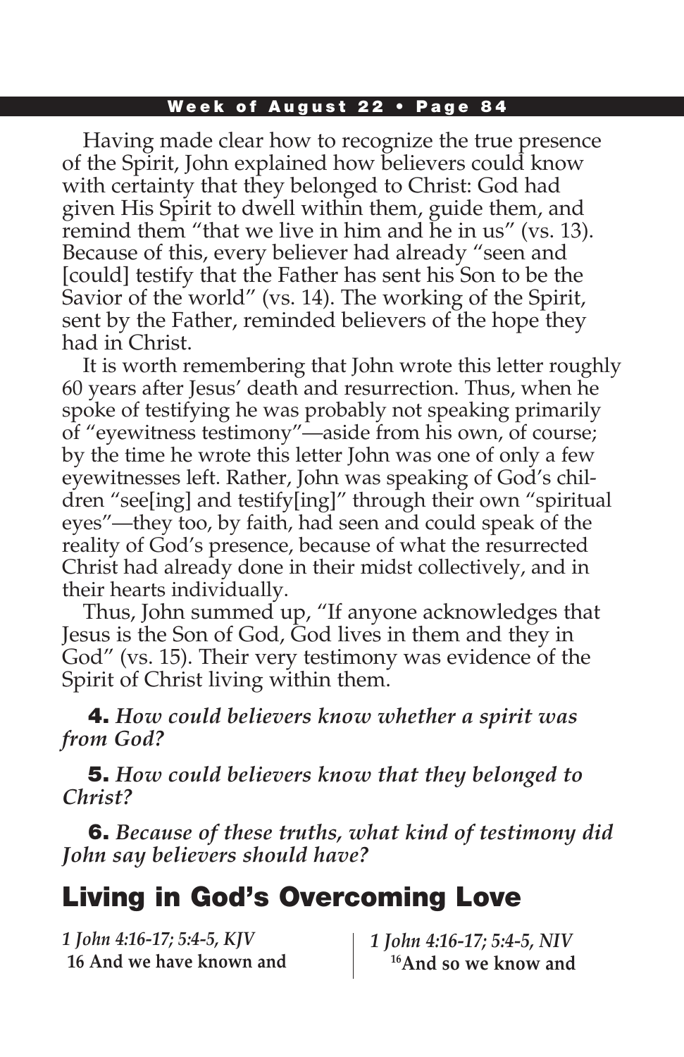Having made clear how to recognize the true presence of the Spirit, John explained how believers could know with certainty that they belonged to Christ: God had given His Spirit to dwell within them, guide them, and remind them "that we live in him and he in us" (vs. 13). Because of this, every believer had already "seen and [could] testify that the Father has sent his Son to be the Savior of the world" (vs. 14). The working of the Spirit, sent by the Father, reminded believers of the hope they had in Christ.

It is worth remembering that John wrote this letter roughly 60 years after Jesus' death and resurrection. Thus, when he spoke of testifying he was probably not speaking primarily of "eyewitness testimony"—aside from his own, of course; by the time he wrote this letter John was one of only a few eyewitnesses left. Rather, John was speaking of God's children "see[ing] and testify[ing]" through their own "spiritual eyes"—they too, by faith, had seen and could speak of the reality of God's presence, because of what the resurrected Christ had already done in their midst collectively, and in their hearts individually.

Thus, John summed up, "If anyone acknowledges that Jesus is the Son of God, God lives in them and they in God" (vs. 15). Their very testimony was evidence of the Spirit of Christ living within them.

**4.** *How could believers know whether a spirit was from God?*

**5.** *How could believers know that they belonged to Christ?*

**6.** *Because of these truths, what kind of testimony did John say believers should have?*

## Living in God's Overcoming Love

*1 John 4:16-17; 5:4-5, KJV*

**16 And we have known and**

*1 John 4:16-17; 5:4-5, NIV*

**[16]And so we know and**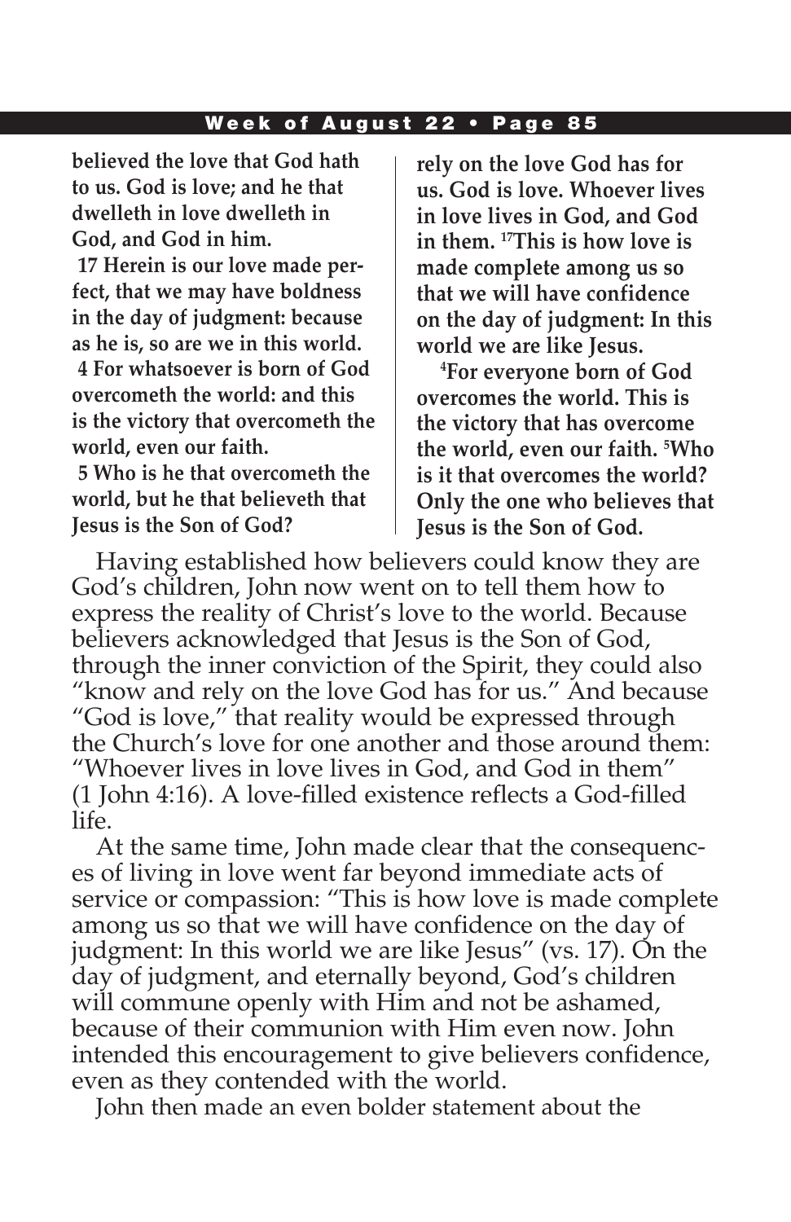**believed the love that God hath to us. God is love; and he that dwelleth in love dwelleth in God, and God in him.**

**17 Herein is our love made perfect, that we may have boldness in the day of judgment: because as he is, so are we in this world.**

**4 For whatsoever is born of God overcometh the world: and this is the victory that overcometh the world, even our faith.**

**5 Who is he that overcometh the world, but he that believeth that Jesus is the Son of God?**

**rely on the love God has for us. God is love. Whoever lives in love lives in God, and God in them. [17]This is how love is made complete among us so that we will have confidence on the day of judgment: In this world we are like Jesus.**

**[4]For everyone born of God overcomes the world. This is the victory that has overcome the world, even our faith. [5]Who is it that overcomes the world? Only the one who believes that Jesus is the Son of God.**

Having established how believers could know they are God's children, John now went on to tell them how to express the reality of Christ's love to the world. Because believers acknowledged that Jesus is the Son of God, through the inner conviction of the Spirit, they could also "know and rely on the love God has for us." And because "God is love," that reality would be expressed through the Church's love for one another and those around them: "Whoever lives in love lives in God, and God in them" (1 John 4:16). A love-filled existence reflects a God-filled life.

At the same time, John made clear that the consequences of living in love went far beyond immediate acts of service or compassion: "This is how love is made complete among us so that we will have confidence on the day of judgment: In this world we are like Jesus" (vs. 17). On the day of judgment, and eternally beyond, God's children will commune openly with Him and not be ashamed, because of their communion with Him even now. John intended this encouragement to give believers confidence, even as they contended with the world.

John then made an even bolder statement about the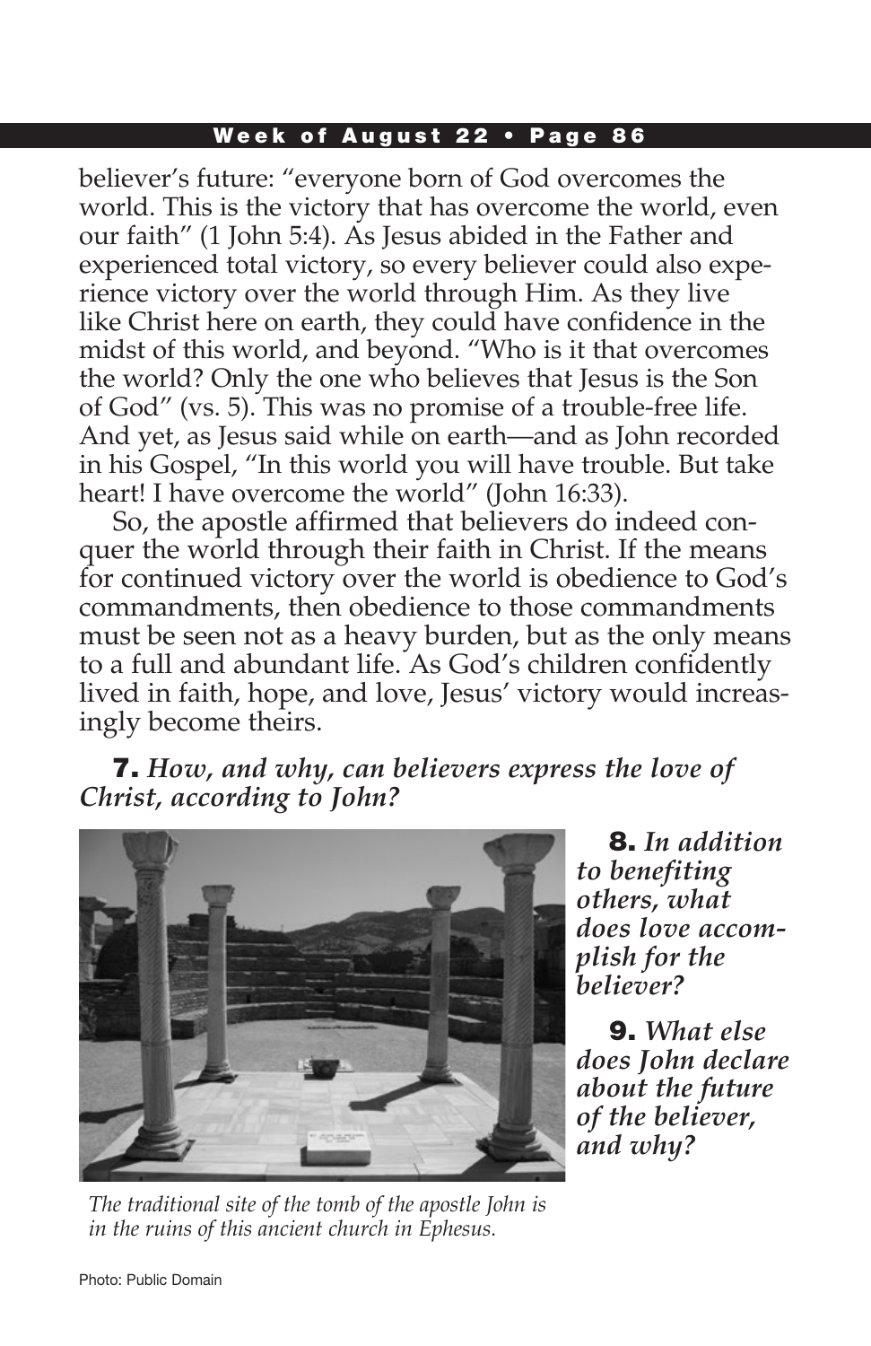believer's future: "everyone born of God overcomes the world. This is the victory that has overcome the world, even our faith" (1 John 5:4). As Jesus abided in the Father and experienced total victory, so every believer could also experience victory over the world through Him. As they live like Christ here on earth, they could have confidence in the midst of this world, and beyond. "Who is it that overcomes the world? Only the one who believes that Jesus is the Son of God" (vs. 5). This was no promise of a trouble-free life. And yet, as Jesus said while on earth—and as John recorded in his Gospel, "In this world you will have trouble. But take heart! I have overcome the world" (John 16:33).

So, the apostle affirmed that believers do indeed conquer the world through their faith in Christ. If the means for continued victory over the world is obedience to God's commandments, then obedience to those commandments must be seen not as a heavy burden, but as the only means to a full and abundant life. As God's children confidently lived in faith, hope, and love, Jesus' victory would increasingly become theirs.

**7.** ***How, and why, can believers express the love of Christ, according to John?***

**8.** ***In addition to benefiting others, what does love accomplish for the believer?***

**9.** ***What else does John declare about the future of the believer, and why?***

*The traditional site of the tomb of the apostle John is in the ruins of this ancient church in Ephesus.*

Photo: Public Domain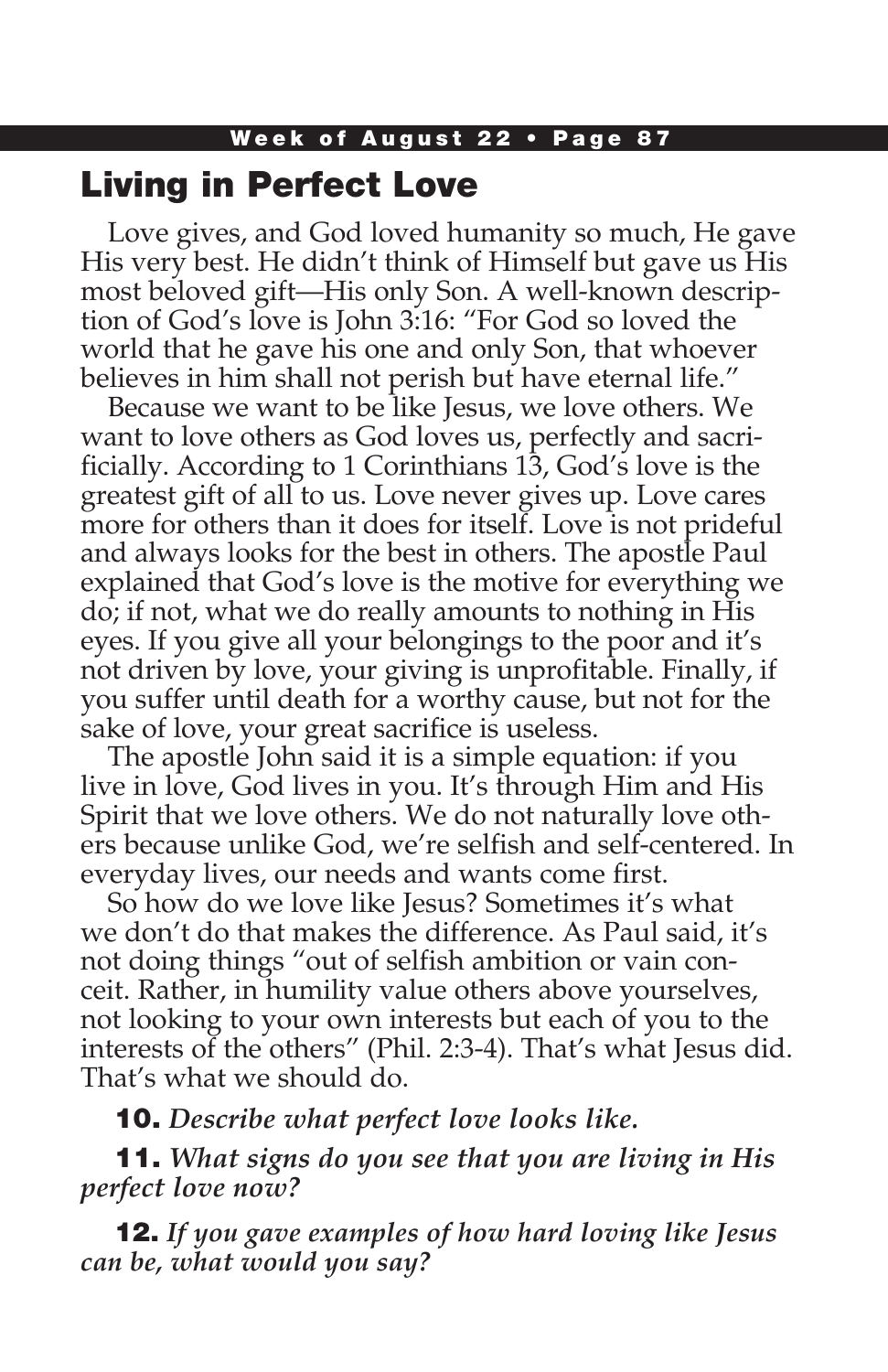## Living in Perfect Love

Love gives, and God loved humanity so much, He gave His very best. He didn't think of Himself but gave us His most beloved gift—His only Son. A well-known description of God's love is John 3:16: "For God so loved the world that he gave his one and only Son, that whoever believes in him shall not perish but have eternal life."

Because we want to be like Jesus, we love others. We want to love others as God loves us, perfectly and sacrificially. According to 1 Corinthians 13, God's love is the greatest gift of all to us. Love never gives up. Love cares more for others than it does for itself. Love is not prideful and always looks for the best in others. The apostle Paul explained that God's love is the motive for everything we do; if not, what we do really amounts to nothing in His eyes. If you give all your belongings to the poor and it's not driven by love, your giving is unprofitable. Finally, if you suffer until death for a worthy cause, but not for the sake of love, your great sacrifice is useless.

The apostle John said it is a simple equation: if you live in love, God lives in you. It's through Him and His Spirit that we love others. We do not naturally love others because unlike God, we're selfish and self-centered. In everyday lives, our needs and wants come first.

So how do we love like Jesus? Sometimes it's what we don't do that makes the difference. As Paul said, it's not doing things "out of selfish ambition or vain conceit. Rather, in humility value others above yourselves, not looking to your own interests but each of you to the interests of the others" (Phil. 2:3-4). That's what Jesus did. That's what we should do.

**10.** *Describe what perfect love looks like.*

**11.** *What signs do you see that you are living in His perfect love now?*

**12.** *If you gave examples of how hard loving like Jesus can be, what would you say?*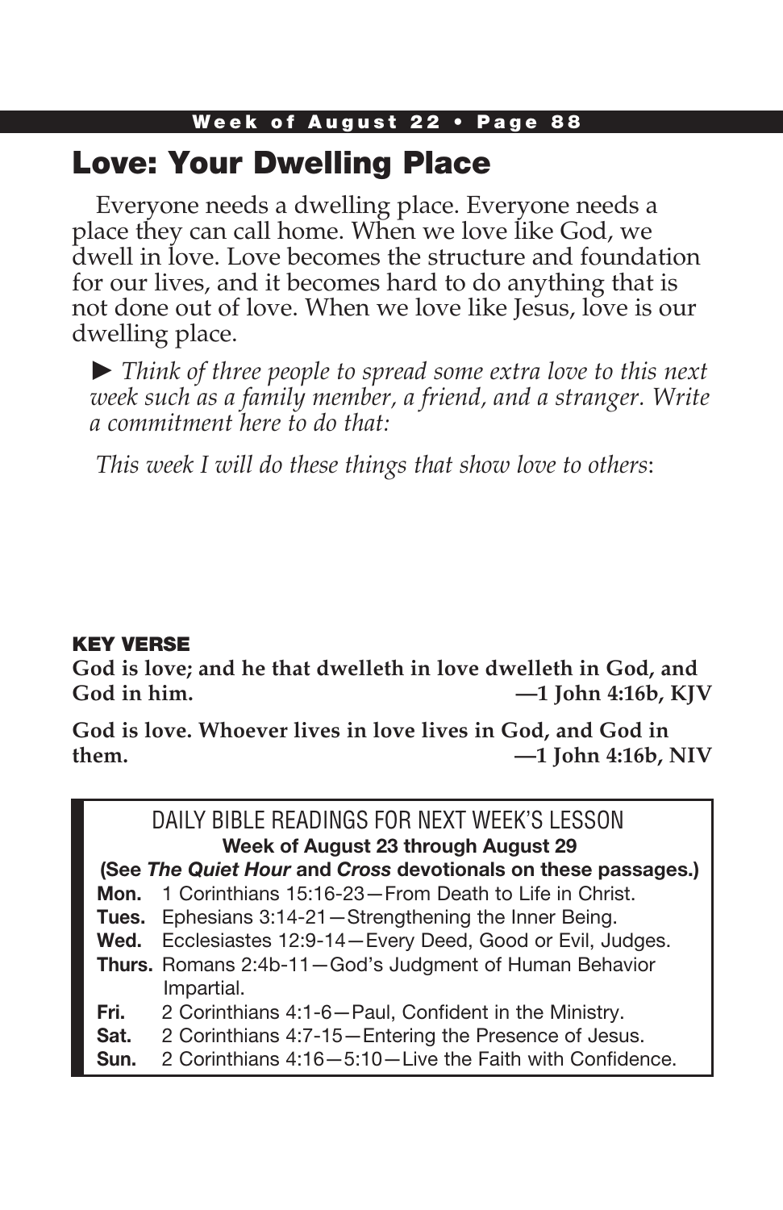# Love: Your Dwelling Place

Everyone needs a dwelling place. Everyone needs a place they can call home. When we love like God, we dwell in love. Love becomes the structure and foundation for our lives, and it becomes hard to do anything that is not done out of love. When we love like Jesus, love is our dwelling place.

► *Think of three people to spread some extra love to this next week such as a family member, a friend, and a stranger. Write a commitment here to do that:*

*This week I will do these things that show love to others*:

### KEY VERSE

**God is love; and he that dwelleth in love dwelleth in God, and God in him. —1 John 4:16b, KJV**

**God is love. Whoever lives in love lives in God, and God in them. —1 John 4:16b, NIV**

DAILY BIBLE READINGS FOR NEXT WEEK'S LESSON

**Week of August 23 through August 29**

**(See *The Quiet Hour* and *Cross* devotionals on these passages.)**

**Mon.** 1 Corinthians 15:16-23—From Death to Life in Christ.

**Tues.** Ephesians 3:14-21—Strengthening the Inner Being.

**Wed.** Ecclesiastes 12:9-14—Every Deed, Good or Evil, Judges.

**Thurs.** Romans 2:4b-11—God's Judgment of Human Behavior Impartial.

**Fri.** 2 Corinthians 4:1-6—Paul, Confident in the Ministry.

**Sat.** 2 Corinthians 4:7-15—Entering the Presence of Jesus.

**Sun.** 2 Corinthians 4:16—5:10—Live the Faith with Confidence.